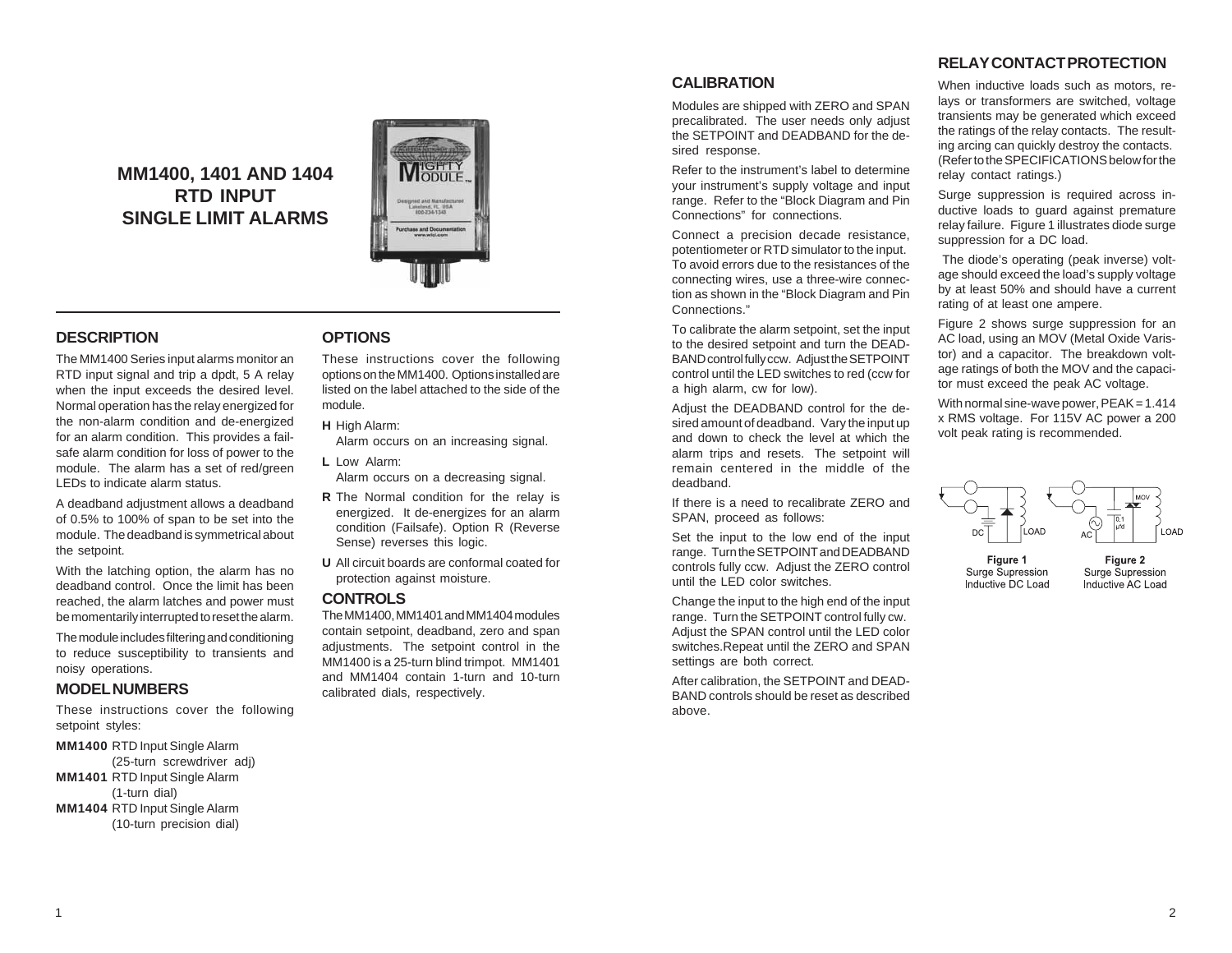# MM1400, 1401 AND 1404 RTD INPUT SINGLE LIMIT ALARMS

## DESCRIPTION

The MM1400 Series input alarms monitor an RTD input signal and trip a dpdt, 5 A relay when the input exceeds the desired level. Normal operation has the relay energized for the non-alarm condition and de-energized for an alarm condition. This provides a fail-safe alarm condition for loss of power to the module. The alarm has a set of red/green LEDs to indicate alarm status.

A deadband adjustment allows a deadband of 0.5% to 100% of span to be set into the module. The deadband is symmetrical about the setpoint.

With the latching option, the alarm has no deadband control. Once the limit has been reached, the alarm latches and power must be momentarily interrupted to reset the alarm.

The module includes filtering and conditioning to reduce susceptibility to transients and noisy operations.

## MODEL NUMBERS

These instructions cover the following setpoint styles:

**MM1400** RTD Input Single Alarm (25-turn screwdriver adj)
**MM1401** RTD Input Single Alarm (1-turn dial)
**MM1404** RTD Input Single Alarm (10-turn precision dial)

## OPTIONS

These instructions cover the following options on the MM1400. Options installed are listed on the label attached to the side of the module.

**H** High Alarm:
Alarm occurs on an increasing signal.

**L** Low Alarm:
Alarm occurs on a decreasing signal.

**R** The Normal condition for the relay is energized. It de-energizes for an alarm condition (Failsafe). Option R (Reverse Sense) reverses this logic.

**U** All circuit boards are conformal coated for protection against moisture.

## CONTROLS

The MM1400, MM1401 and MM1404 modules contain setpoint, deadband, zero and span adjustments. The setpoint control in the MM1400 is a 25-turn blind trimpot. MM1401 and MM1404 contain 1-turn and 10-turn calibrated dials, respectively.

## CALIBRATION

Modules are shipped with ZERO and SPAN precalibrated. The user needs only adjust the SETPOINT and DEADBAND for the desired response.

Refer to the instrument's label to determine your instrument's supply voltage and input range. Refer to the "Block Diagram and Pin Connections" for connections.

Connect a precision decade resistance, potentiometer or RTD simulator to the input. To avoid errors due to the resistances of the connecting wires, use a three-wire connection as shown in the "Block Diagram and Pin Connections."

To calibrate the alarm setpoint, set the input to the desired setpoint and turn the DEADBAND control fully ccw. Adjust the SETPOINT control until the LED switches to red (ccw for a high alarm, cw for low).

Adjust the DEADBAND control for the desired amount of deadband. Vary the input up and down to check the level at which the alarm trips and resets. The setpoint will remain centered in the middle of the deadband.

If there is a need to recalibrate ZERO and SPAN, proceed as follows:

Set the input to the low end of the input range. Turn the SETPOINT and DEADBAND controls fully ccw. Adjust the ZERO control until the LED color switches.

Change the input to the high end of the input range. Turn the SETPOINT control fully cw. Adjust the SPAN control until the LED color switches.Repeat until the ZERO and SPAN settings are both correct.

After calibration, the SETPOINT and DEADBAND controls should be reset as described above.

## RELAY CONTACT PROTECTION

When inductive loads such as motors, relays or transformers are switched, voltage transients may be generated which exceed the ratings of the relay contacts. The resulting arcing can quickly destroy the contacts. (Refer to the SPECIFICATIONS below for the relay contact ratings.)

Surge suppression is required across inductive loads to guard against premature relay failure. Figure 1 illustrates diode surge suppression for a DC load.

The diode's operating (peak inverse) voltage should exceed the load's supply voltage by at least 50% and should have a current rating of at least one ampere.

Figure 2 shows surge suppression for an AC load, using an MOV (Metal Oxide Varistor) and a capacitor. The breakdown voltage ratings of both the MOV and the capacitor must exceed the peak AC voltage.

With normal sine-wave power, PEAK = 1.414 x RMS voltage. For 115V AC power a 200 volt peak rating is recommended.

**Figure 1**
Surge Supression
Inductive DC Load

**Figure 2**
Surge Supression
Inductive AC Load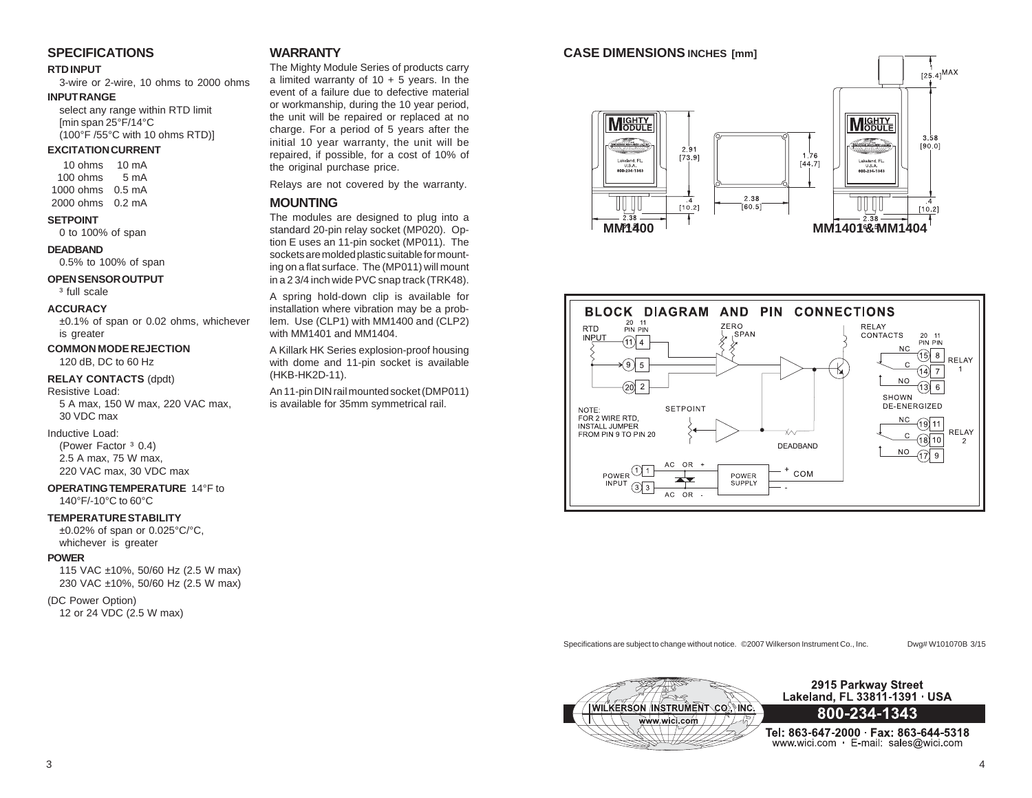## SPECIFICATIONS

**RTD INPUT**

3-wire or 2-wire, 10 ohms to 2000 ohms

**INPUT RANGE**

select any range within RTD limit
[min span 25°F/14°C
(100°F /55°C with 10 ohms RTD)]

**EXCITATION CURRENT**

| | |
|---|---|
| 10 ohms | 10 mA |
| 100 ohms | 5 mA |
| 1000 ohms | 0.5 mA |
| 2000 ohms | 0.2 mA |

**SETPOINT**

0 to 100% of span

**DEADBAND**

0.5% to 100% of span

**OPEN SENSOR OUTPUT**

³ full scale

**ACCURACY**

±0.1% of span or 0.02 ohms, whichever is greater

**COMMON MODE REJECTION**

120 dB, DC to 60 Hz

**RELAY CONTACTS** (dpdt)

Resistive Load:
5 A max, 150 W max, 220 VAC max, 30 VDC max

Inductive Load:
(Power Factor ³ 0.4)
2.5 A max, 75 W max,
220 VAC max, 30 VDC max

**OPERATING TEMPERATURE** 14°F to 140°F/-10°C to 60°C

**TEMPERATURE STABILITY**

±0.02% of span or 0.025°C/°C, whichever is greater

**POWER**

115 VAC ±10%, 50/60 Hz (2.5 W max)
230 VAC ±10%, 50/60 Hz (2.5 W max)

(DC Power Option)
12 or 24 VDC (2.5 W max)

## WARRANTY

The Mighty Module Series of products carry a limited warranty of 10 + 5 years. In the event of a failure due to defective material or workmanship, during the 10 year period, the unit will be repaired or replaced at no charge. For a period of 5 years after the initial 10 year warranty, the unit will be repaired, if possible, for a cost of 10% of the original purchase price.

Relays are not covered by the warranty.

## MOUNTING

The modules are designed to plug into a standard 20-pin relay socket (MP020). Option E uses an 11-pin socket (MP011). The sockets are molded plastic suitable for mounting on a flat surface. The (MP011) will mount in a 2 3/4 inch wide PVC snap track (TRK48).

A spring hold-down clip is available for installation where vibration may be a problem. Use (CLP1) with MM1400 and (CLP2) with MM1401 and MM1404.

A Killark HK Series explosion-proof housing with dome and 11-pin socket is available (HKB-HK2D-11).

An 11-pin DIN rail mounted socket (DMP011) is available for 35mm symmetrical rail.

## CASE DIMENSIONS INCHES [mm]

MIGHTY MODULE
Lakeland, FL U.S.A. 800-234-1343
2.91 [73.9]
.4 [10.2]
2.38 [60.5]
MM1400
1.76 [44.7]
2.38 [60.5]
1 [25.4] MAX
3.58 [90.0]
.4 [10.2]
2.38 [60.5]
MM1401 & MM1404

## BLOCK DIAGRAM AND PIN CONNECTIONS

RTD INPUT
20 PIN 11 PIN
11 4
9 5
20 2
ZERO
SPAN
SETPOINT
DEADBAND
NOTE: FOR 2 WIRE RTD, INSTALL JUMPER FROM PIN 9 TO PIN 20
POWER INPUT
1 1
3 3
AC OR +
AC OR -
POWER SUPPLY
+ COM
-
RELAY CONTACTS
20 PIN 11 PIN
NC 15 8
C 14 7
NO 13 6
RELAY 1
SHOWN DE-ENERGIZED
NC 19 11
C 18 10
NO 17 9
RELAY 2

Specifications are subject to change without notice. ©2007 Wilkerson Instrument Co., Inc. Dwg# W101070B 3/15

WILKERSON INSTRUMENT CO., INC.
www.wici.com

2915 Parkway Street
Lakeland, FL 33811-1391 · USA
800-234-1343
Tel: 863-647-2000 · Fax: 863-644-5318
www.wici.com · E-mail: sales@wici.com